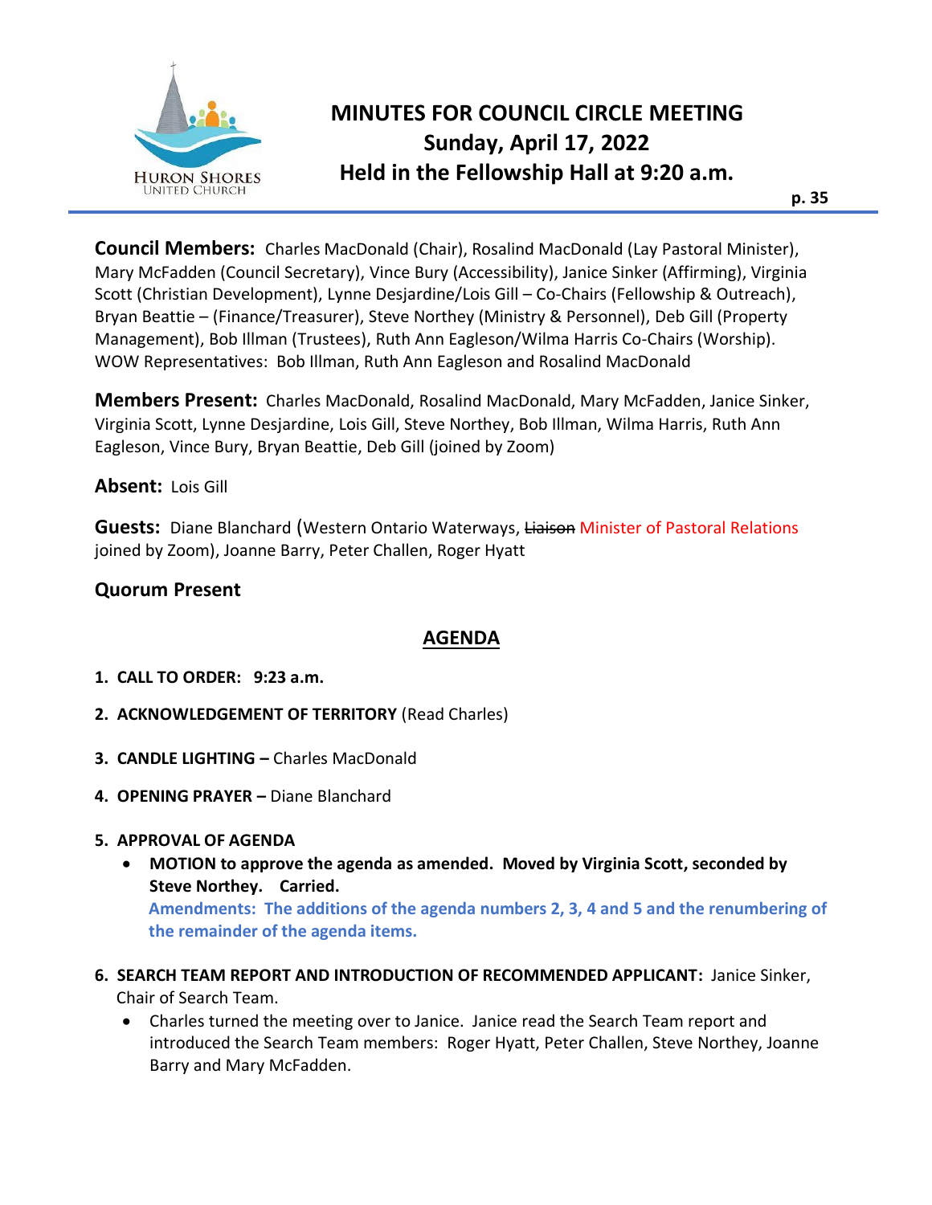# MINUTES FOR COUNCIL CIRCLE MEETING
## Sunday, April 17, 2022
## Held in the Fellowship Hall at 9:20 a.m.

**Council Members:** Charles MacDonald (Chair), Rosalind MacDonald (Lay Pastoral Minister), Mary McFadden (Council Secretary), Vince Bury (Accessibility), Janice Sinker (Affirming), Virginia Scott (Christian Development), Lynne Desjardine/Lois Gill – Co-Chairs (Fellowship & Outreach), Bryan Beattie – (Finance/Treasurer), Steve Northey (Ministry & Personnel), Deb Gill (Property Management), Bob Illman (Trustees), Ruth Ann Eagleson/Wilma Harris Co-Chairs (Worship). WOW Representatives: Bob Illman, Ruth Ann Eagleson and Rosalind MacDonald

**Members Present:** Charles MacDonald, Rosalind MacDonald, Mary McFadden, Janice Sinker, Virginia Scott, Lynne Desjardine, Lois Gill, Steve Northey, Bob Illman, Wilma Harris, Ruth Ann Eagleson, Vince Bury, Bryan Beattie, Deb Gill (joined by Zoom)

**Absent:** Lois Gill

**Guests:** Diane Blanchard (Western Ontario Waterways, ~~Liaison~~ Minister of Pastoral Relations joined by Zoom), Joanne Barry, Peter Challen, Roger Hyatt

**Quorum Present**

## AGENDA

1. **CALL TO ORDER: 9:23 a.m.**
2. **ACKNOWLEDGEMENT OF TERRITORY** (Read Charles)
3. **CANDLE LIGHTING –** Charles MacDonald
4. **OPENING PRAYER –** Diane Blanchard
5. **APPROVAL OF AGENDA**
   - **MOTION to approve the agenda as amended. Moved by Virginia Scott, seconded by Steve Northey. Carried.**
     **Amendments: The additions of the agenda numbers 2, 3, 4 and 5 and the renumbering of the remainder of the agenda items.**
6. **SEARCH TEAM REPORT AND INTRODUCTION OF RECOMMENDED APPLICANT:** Janice Sinker, Chair of Search Team.
   - Charles turned the meeting over to Janice. Janice read the Search Team report and introduced the Search Team members: Roger Hyatt, Peter Challen, Steve Northey, Joanne Barry and Mary McFadden.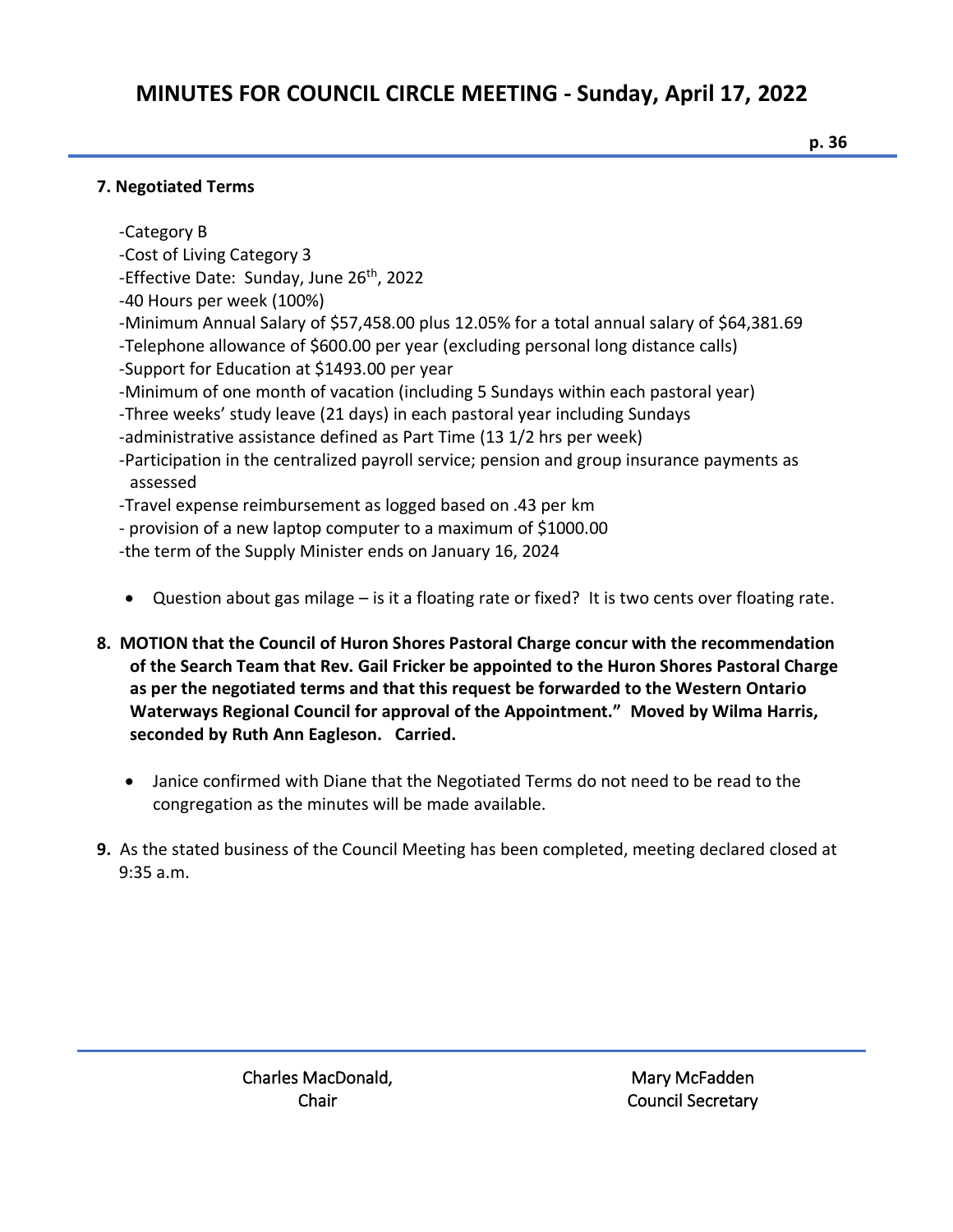**7. Negotiated Terms**

-Category B
-Cost of Living Category 3
-Effective Date: Sunday, June 26th, 2022
-40 Hours per week (100%)
-Minimum Annual Salary of $57,458.00 plus 12.05% for a total annual salary of $64,381.69
-Telephone allowance of $600.00 per year (excluding personal long distance calls)
-Support for Education at $1493.00 per year
-Minimum of one month of vacation (including 5 Sundays within each pastoral year)
-Three weeks' study leave (21 days) in each pastoral year including Sundays
-administrative assistance defined as Part Time (13 1/2 hrs per week)
-Participation in the centralized payroll service; pension and group insurance payments as assessed
-Travel expense reimbursement as logged based on .43 per km
- provision of a new laptop computer to a maximum of $1000.00
-the term of the Supply Minister ends on January 16, 2024

- Question about gas milage – is it a floating rate or fixed? It is two cents over floating rate.

**8. MOTION that the Council of Huron Shores Pastoral Charge concur with the recommendation of the Search Team that Rev. Gail Fricker be appointed to the Huron Shores Pastoral Charge as per the negotiated terms and that this request be forwarded to the Western Ontario Waterways Regional Council for approval of the Appointment." Moved by Wilma Harris, seconded by Ruth Ann Eagleson. Carried.**

- Janice confirmed with Diane that the Negotiated Terms do not need to be read to the congregation as the minutes will be made available.

**9.** As the stated business of the Council Meeting has been completed, meeting declared closed at 9:35 a.m.

Charles MacDonald,
Chair

Mary McFadden
Council Secretary